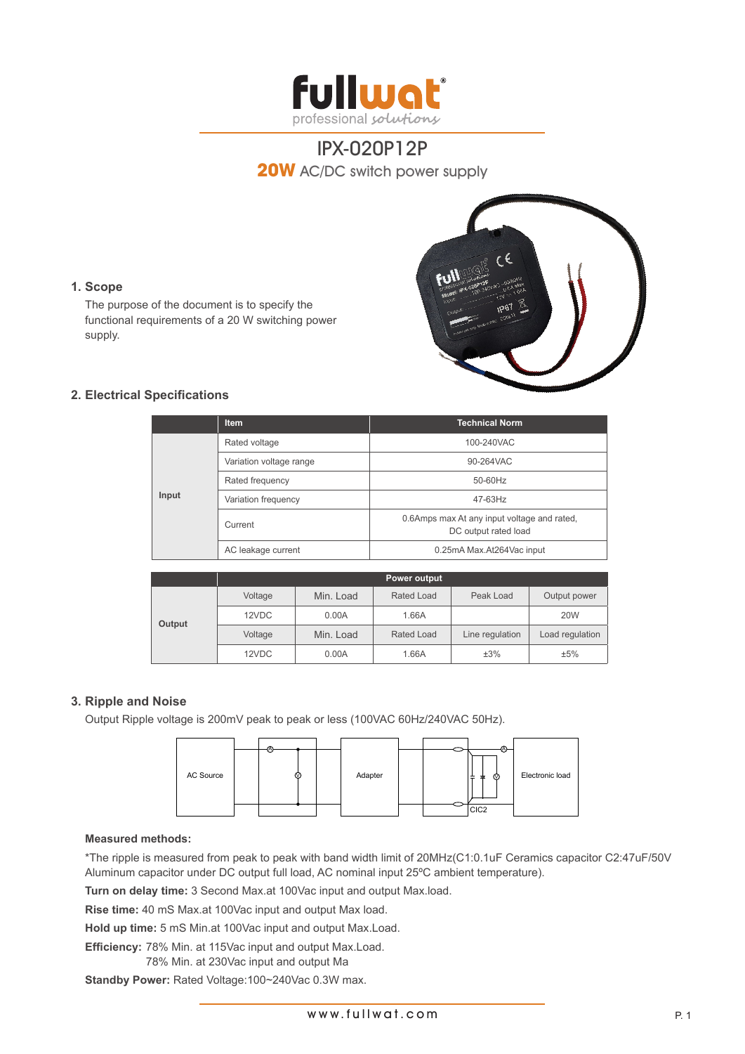# fullwat

professional solutions

## IPX-020P12P

**20W** AC/DC switch power supply

### 1. Scope

The purpose of the document is to specify the functional requirements of a 20 W switching power supply.

### 2. Electrical Specifications

| | Item | Technical Norm |
|---|---|---|
| Input | Rated voltage | 100-240VAC |
| | Variation voltage range | 90-264VAC |
| | Rated frequency | 50-60Hz |
| | Variation frequency | 47-63Hz |
| | Current | 0.6Amps max At any input voltage and rated, DC output rated load |
| | AC leakage current | 0.25mA Max.At264Vac input |

| | Power output | | | | |
|---|---|---|---|---|---|
| Output | Voltage | Min. Load | Rated Load | Peak Load | Output power |
| | 12VDC | 0.00A | 1.66A | | 20W |
| | Voltage | Min. Load | Rated Load | Line regulation | Load regulation |
| | 12VDC | 0.00A | 1.66A | ±3% | ±5% |

### 3. Ripple and Noise

Output Ripple voltage is 200mV peak to peak or less (100VAC 60Hz/240VAC 50Hz).

AC Source — Adapter — Electronic load — CIC2

**Measured methods:**

*The ripple is measured from peak to peak with band width limit of 20MHz(C1:0.1uF Ceramics capacitor C2:47uF/50V Aluminum capacitor under DC output full load, AC nominal input 25ºC ambient temperature).

**Turn on delay time:** 3 Second Max.at 100Vac input and output Max.load.

**Rise time:** 40 mS Max.at 100Vac input and output Max load.

**Hold up time:** 5 mS Min.at 100Vac input and output Max.Load.

**Efficiency:** 78% Min. at 115Vac input and output Max.Load.
78% Min. at 230Vac input and output Ma

**Standby Power:** Rated Voltage:100~240Vac 0.3W max.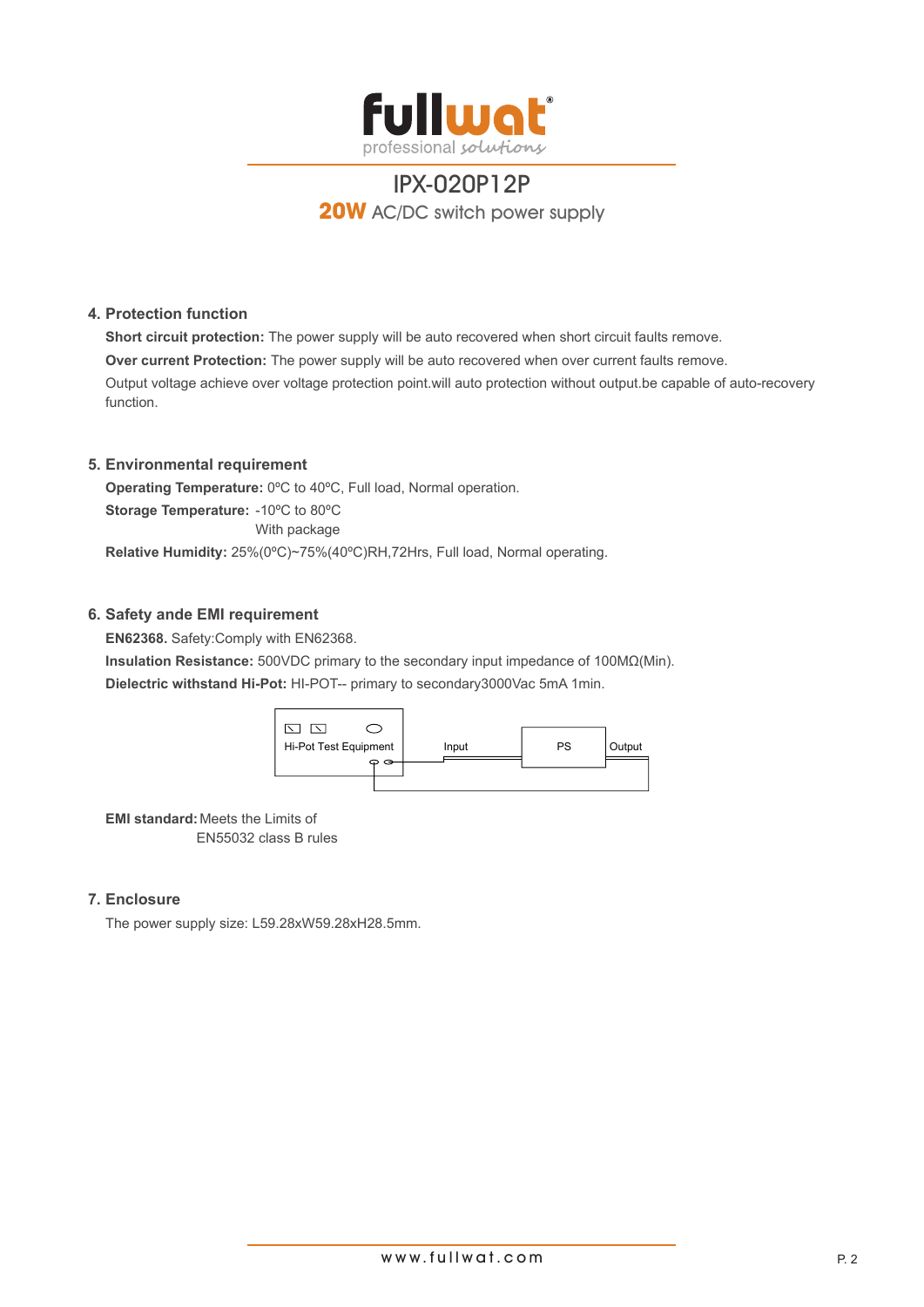IPX-020P12P

**20W** AC/DC switch power supply

## 4. Protection function

**Short circuit protection:** The power supply will be auto recovered when short circuit faults remove.

**Over current Protection:** The power supply will be auto recovered when over current faults remove.

Output voltage achieve over voltage protection point.will auto protection without output.be capable of auto-recovery function.

## 5. Environmental requirement

**Operating Temperature:** 0ºC to 40ºC, Full load, Normal operation.

**Storage Temperature:** -10ºC to 80ºC
With package

**Relative Humidity:** 25%(0ºC)~75%(40ºC)RH,72Hrs, Full load, Normal operating.

## 6. Safety ande EMI requirement

**EN62368.** Safety:Comply with EN62368.

**Insulation Resistance:** 500VDC primary to the secondary input impedance of 100MΩ(Min).

**Dielectric withstand Hi-Pot:** HI-POT-- primary to secondary3000Vac 5mA 1min.

Hi-Pot Test Equipment — Input — PS — Output

**EMI standard:** Meets the Limits of
EN55032 class B rules

## 7. Enclosure

The power supply size: L59.28xW59.28xH28.5mm.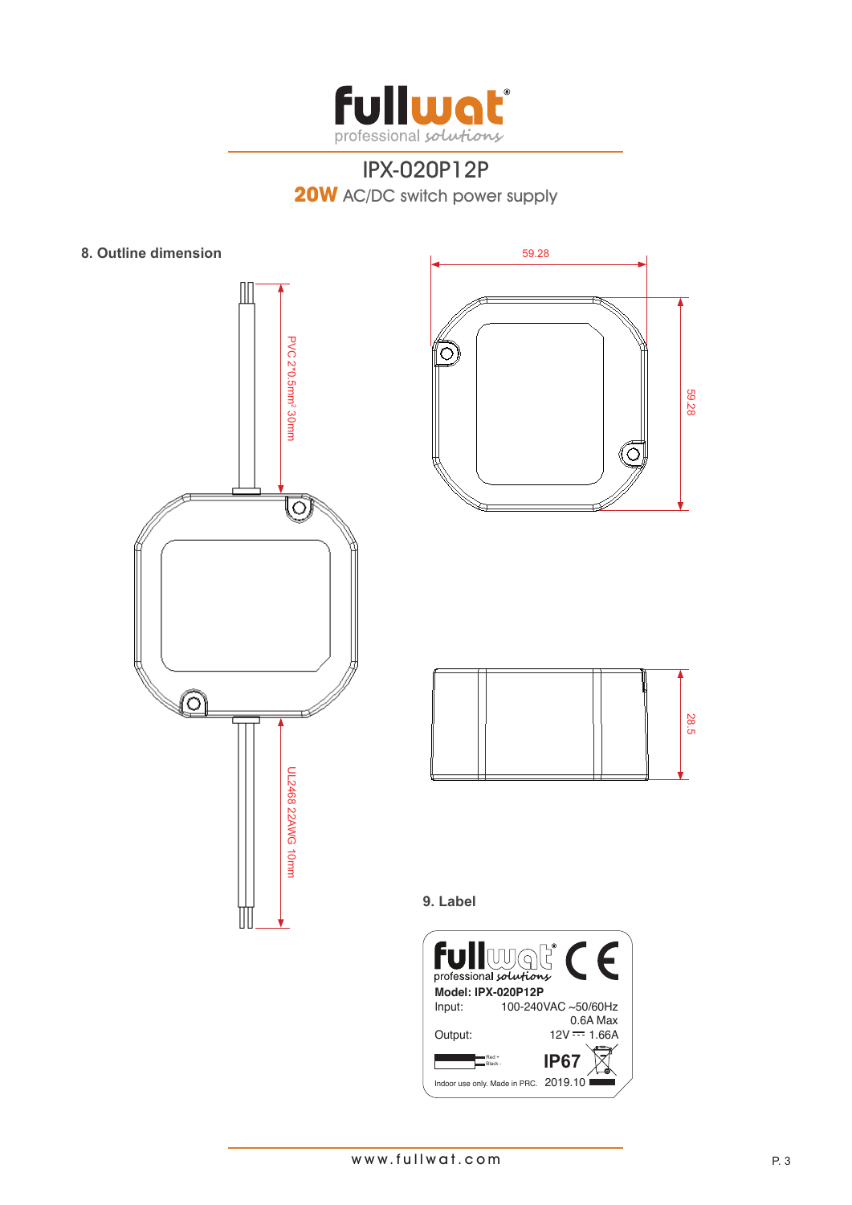# IPX-020P12P

**20W** AC/DC switch power supply

## 8. Outline dimension

59.28

59.28

28.5

PVC 2*0.5mm² 30mm

UL2468 22AWG 10mm

## 9. Label

professional solutions

**Model: IPX-020P12P**

Input: 100-240VAC ~50/60Hz

0.6A Max

Output: 12V ⎓ 1.66A

Red +
Black -

**IP67**

Indoor use only. Made in PRC. 2019.10

www.fullwat.com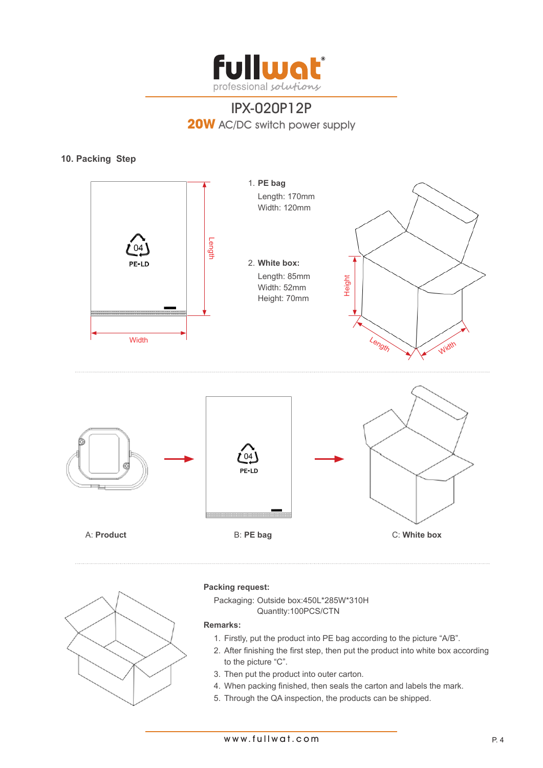## 10. Packing Step

1. **PE bag**

   Length: 170mm

   Width: 120mm

2. **White box:**

   Length: 85mm

   Width: 52mm

   Height: 70mm

04

PE-LD

Length

Width

Height

Length

Width

A: **Product**

B: **PE bag**

C: **White box**

**Packing request:**

Packaging: Outside box:450L*285W*310H

Quantlty:100PCS/CTN

**Remarks:**

1. Firstly, put the product into PE bag according to the picture "A/B".
2. After finishing the first step, then put the product into white box according to the picture "C".
3. Then put the product into outer carton.
4. When packing finished, then seals the carton and labels the mark.
5. Through the QA inspection, the products can be shipped.